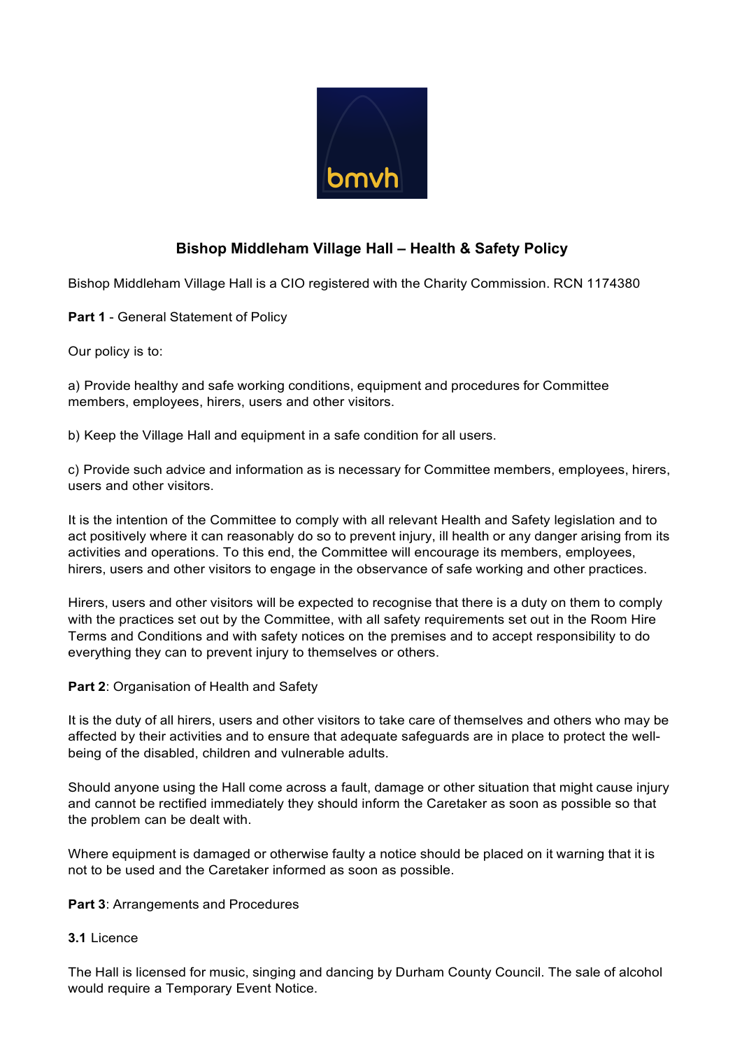# Bishop Middleham Village Hall – Health & Safety Policy

Bishop Middleham Village Hall is a CIO registered with the Charity Commission. RCN 1174380

**Part 1** - General Statement of Policy

Our policy is to:

a) Provide healthy and safe working conditions, equipment and procedures for Committee members, employees, hirers, users and other visitors.

b) Keep the Village Hall and equipment in a safe condition for all users.

c) Provide such advice and information as is necessary for Committee members, employees, hirers, users and other visitors.

It is the intention of the Committee to comply with all relevant Health and Safety legislation and to act positively where it can reasonably do so to prevent injury, ill health or any danger arising from its activities and operations. To this end, the Committee will encourage its members, employees, hirers, users and other visitors to engage in the observance of safe working and other practices.

Hirers, users and other visitors will be expected to recognise that there is a duty on them to comply with the practices set out by the Committee, with all safety requirements set out in the Room Hire Terms and Conditions and with safety notices on the premises and to accept responsibility to do everything they can to prevent injury to themselves or others.

**Part 2**: Organisation of Health and Safety

It is the duty of all hirers, users and other visitors to take care of themselves and others who may be affected by their activities and to ensure that adequate safeguards are in place to protect the well-being of the disabled, children and vulnerable adults.

Should anyone using the Hall come across a fault, damage or other situation that might cause injury and cannot be rectified immediately they should inform the Caretaker as soon as possible so that the problem can be dealt with.

Where equipment is damaged or otherwise faulty a notice should be placed on it warning that it is not to be used and the Caretaker informed as soon as possible.

**Part 3**: Arrangements and Procedures

**3.1** Licence

The Hall is licensed for music, singing and dancing by Durham County Council. The sale of alcohol would require a Temporary Event Notice.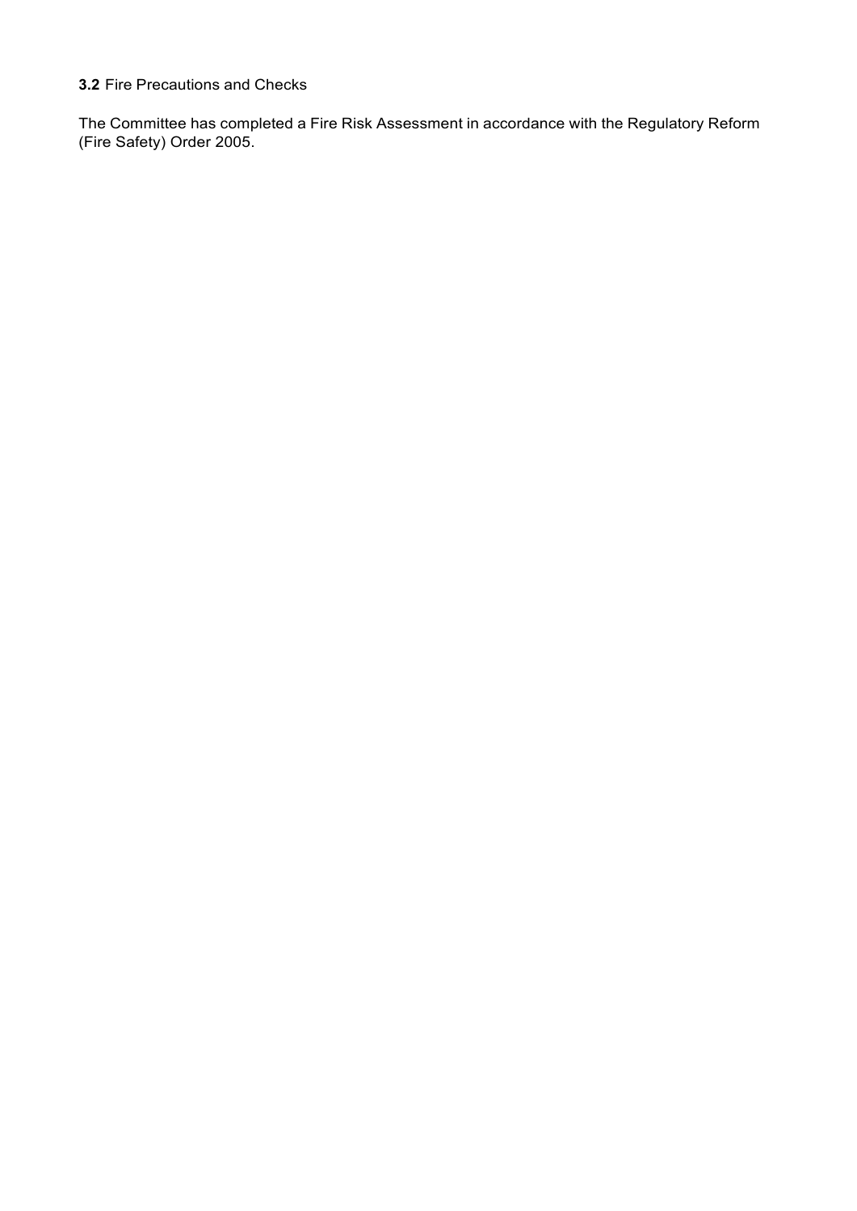**3.2** Fire Precautions and Checks

The Committee has completed a Fire Risk Assessment in accordance with the Regulatory Reform (Fire Safety) Order 2005.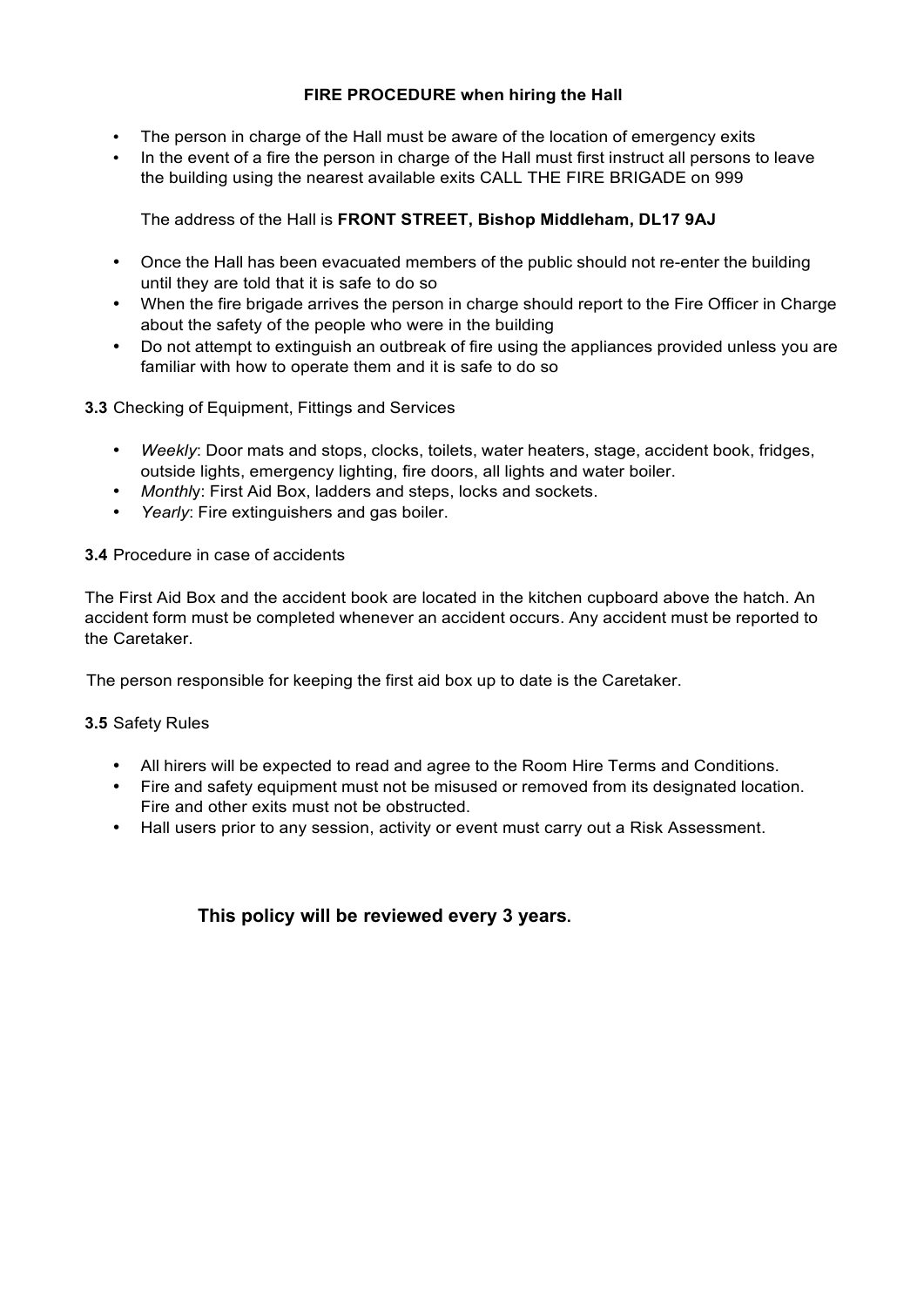**FIRE PROCEDURE when hiring the Hall**

- The person in charge of the Hall must be aware of the location of emergency exits
- In the event of a fire the person in charge of the Hall must first instruct all persons to leave the building using the nearest available exits CALL THE FIRE BRIGADE on 999

  The address of the Hall is **FRONT STREET, Bishop Middleham, DL17 9AJ**

- Once the Hall has been evacuated members of the public should not re-enter the building until they are told that it is safe to do so
- When the fire brigade arrives the person in charge should report to the Fire Officer in Charge about the safety of the people who were in the building
- Do not attempt to extinguish an outbreak of fire using the appliances provided unless you are familiar with how to operate them and it is safe to do so

**3.3** Checking of Equipment, Fittings and Services

- *Weekly*: Door mats and stops, clocks, toilets, water heaters, stage, accident book, fridges, outside lights, emergency lighting, fire doors, all lights and water boiler.
- *Monthl*y: First Aid Box, ladders and steps, locks and sockets.
- *Yearly*: Fire extinguishers and gas boiler.

**3.4** Procedure in case of accidents

The First Aid Box and the accident book are located in the kitchen cupboard above the hatch. An accident form must be completed whenever an accident occurs. Any accident must be reported to the Caretaker.

The person responsible for keeping the first aid box up to date is the Caretaker.

**3.5** Safety Rules

- All hirers will be expected to read and agree to the Room Hire Terms and Conditions.
- Fire and safety equipment must not be misused or removed from its designated location. Fire and other exits must not be obstructed.
- Hall users prior to any session, activity or event must carry out a Risk Assessment.

**This policy will be reviewed every 3 years.**